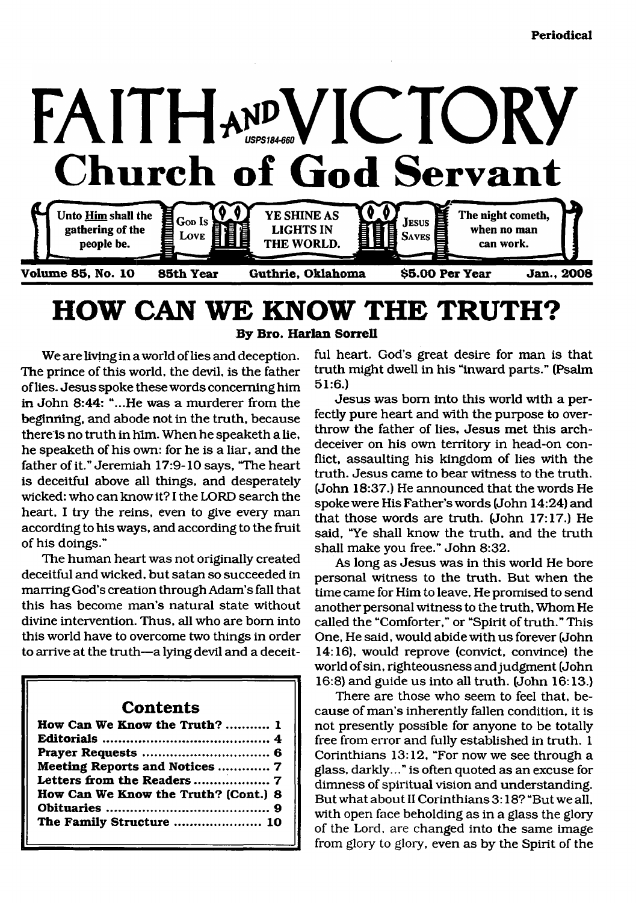Periodical

# FAITH AND VICTORY

USPS184-660

## Church of God Servant

Unto Him shall the gathering of the people be. | GOD IS LOVE | YE SHINE AS LIGHTS IN THE WORLD. | JESUS SAVES | The night cometh, when no man can work.

**Volume 85, No. 10 | 85th Year | Guthrie, Oklahoma | $5.00 Per Year | Jan., 2008**

# HOW CAN WE KNOW THE TRUTH?

**By Bro. Harlan Sorrell**

We are living in a world of lies and deception. The prince of this world, the devil, is the father of lies. Jesus spoke these words concerning him in John 8:44: "...He was a murderer from the beginning, and abode not in the truth, because there is no truth in him. When he speaketh a lie, he speaketh of his own: for he is a liar, and the father of it." Jeremiah 17:9-10 says, "The heart is deceitful above all things, and desperately wicked: who can know it? I the LORD search the heart, I try the reins, even to give every man according to his ways, and according to the fruit of his doings."

The human heart was not originally created deceitful and wicked, but satan so succeeded in marring God's creation through Adam's fall that this has become man's natural state without divine intervention. Thus, all who are born into this world have to overcome two things in order to arrive at the truth—a lying devil and a deceitful heart. God's great desire for man is that truth might dwell in his "inward parts." (Psalm 51:6.)

Jesus was born into this world with a perfectly pure heart and with the purpose to overthrow the father of lies. Jesus met this arch-deceiver on his own territory in head-on conflict, assaulting his kingdom of lies with the truth. Jesus came to bear witness to the truth. (John 18:37.) He announced that the words He spoke were His Father's words (John 14:24) and that those words are truth. (John 17:17.) He said, "Ye shall know the truth, and the truth shall make you free." John 8:32.

As long as Jesus was in this world He bore personal witness to the truth. But when the time came for Him to leave, He promised to send another personal witness to the truth, Whom He called the "Comforter," or "Spirit of truth." This One, He said, would abide with us forever (John 14:16), would reprove (convict, convince) the world of sin, righteousness and judgment (John 16:8) and guide us into all truth. (John 16:13.)

There are those who seem to feel that, because of man's inherently fallen condition, it is not presently possible for anyone to be totally free from error and fully established in truth. 1 Corinthians 13:12, "For now we see through a glass, darkly..." is often quoted as an excuse for dimness of spiritual vision and understanding. But what about II Corinthians 3:18? "But we all, with open face beholding as in a glass the glory of the Lord, are changed into the same image from glory to glory, even as by the Spirit of the

### Contents

| | |
|---|---|
| How Can We Know the Truth? | 1 |
| Editorials | 4 |
| Prayer Requests | 6 |
| Meeting Reports and Notices | 7 |
| Letters from the Readers | 7 |
| How Can We Know the Truth? (Cont.) | 8 |
| Obituaries | 9 |
| The Family Structure | 10 |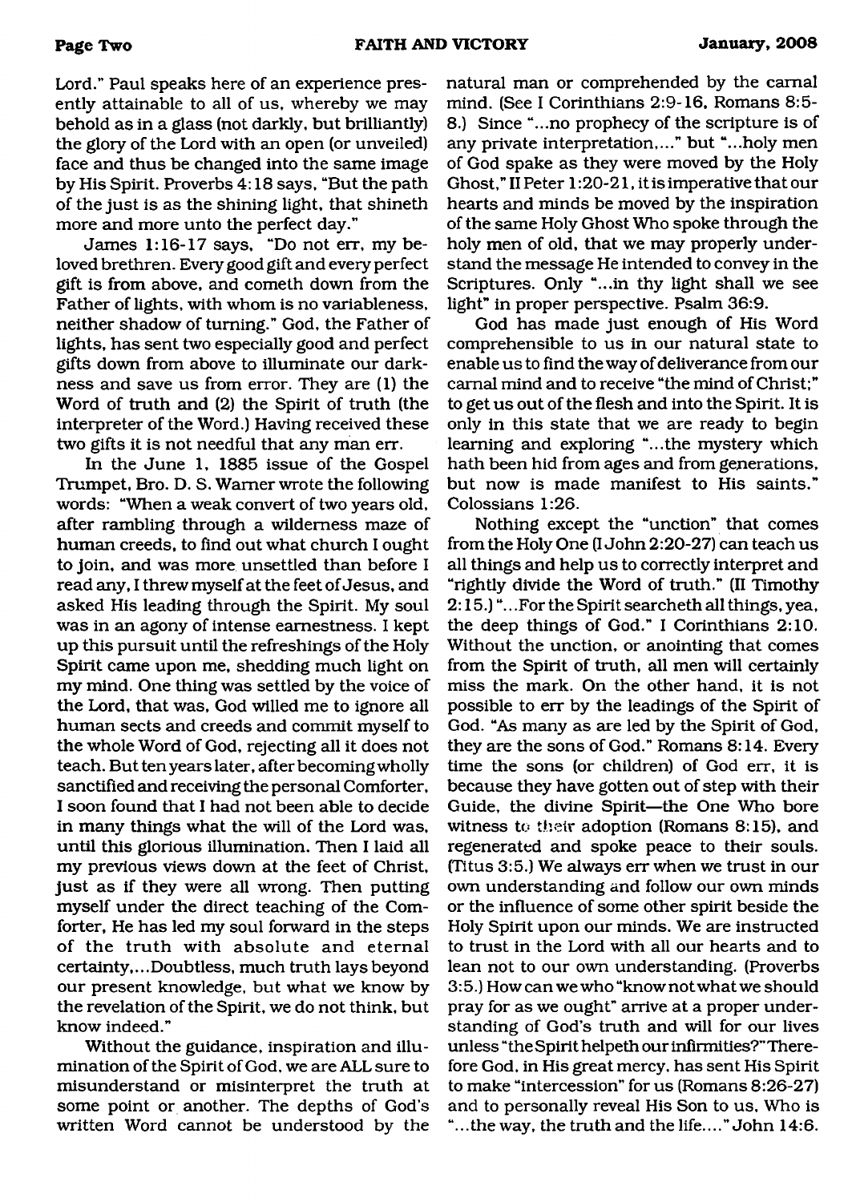Lord." Paul speaks here of an experience presently attainable to all of us, whereby we may behold as in a glass (not darkly, but brilliantly) the glory of the Lord with an open (or unveiled) face and thus be changed into the same image by His Spirit. Proverbs 4:18 says, "But the path of the just is as the shining light, that shineth more and more unto the perfect day."

James 1:16-17 says, "Do not err, my beloved brethren. Every good gift and every perfect gift is from above, and cometh down from the Father of lights, with whom is no variableness, neither shadow of turning." God, the Father of lights, has sent two especially good and perfect gifts down from above to illuminate our darkness and save us from error. They are (1) the Word of truth and (2) the Spirit of truth (the interpreter of the Word.) Having received these two gifts it is not needful that any man err.

In the June 1, 1885 issue of the Gospel Trumpet, Bro. D. S. Warner wrote the following words: "When a weak convert of two years old, after rambling through a wilderness maze of human creeds, to find out what church I ought to join, and was more unsettled than before I read any, I threw myself at the feet of Jesus, and asked His leading through the Spirit. My soul was in an agony of intense earnestness. I kept up this pursuit until the refreshings of the Holy Spirit came upon me, shedding much light on my mind. One thing was settled by the voice of the Lord, that was, God willed me to ignore all human sects and creeds and commit myself to the whole Word of God, rejecting all it does not teach. But ten years later, after becoming wholly sanctified and receiving the personal Comforter, I soon found that I had not been able to decide in many things what the will of the Lord was, until this glorious illumination. Then I laid all my previous views down at the feet of Christ, just as if they were all wrong. Then putting myself under the direct teaching of the Comforter, He has led my soul forward in the steps of the truth with absolute and eternal certainty,...Doubtless, much truth lays beyond our present knowledge, but what we know by the revelation of the Spirit, we do not think, but know indeed."

Without the guidance, inspiration and illumination of the Spirit of God, we are ALL sure to misunderstand or misinterpret the truth at some point or another. The depths of God's written Word cannot be understood by the natural man or comprehended by the carnal mind. (See I Corinthians 2:9-16, Romans 8:5-8.) Since "...no prophecy of the scripture is of any private interpretation,..." but "...holy men of God spake as they were moved by the Holy Ghost," II Peter 1:20-21, it is imperative that our hearts and minds be moved by the inspiration of the same Holy Ghost Who spoke through the holy men of old, that we may properly understand the message He intended to convey in the Scriptures. Only "...in thy light shall we see light" in proper perspective. Psalm 36:9.

God has made just enough of His Word comprehensible to us in our natural state to enable us to find the way of deliverance from our carnal mind and to receive "the mind of Christ;" to get us out of the flesh and into the Spirit. It is only in this state that we are ready to begin learning and exploring "...the mystery which hath been hid from ages and from generations, but now is made manifest to His saints." Colossians 1:26.

Nothing except the "unction" that comes from the Holy One (I John 2:20-27) can teach us all things and help us to correctly interpret and "rightly divide the Word of truth." (II Timothy 2:15.) "...For the Spirit searcheth all things, yea, the deep things of God." I Corinthians 2:10. Without the unction, or anointing that comes from the Spirit of truth, all men will certainly miss the mark. On the other hand, it is not possible to err by the leadings of the Spirit of God. "As many as are led by the Spirit of God, they are the sons of God." Romans 8:14. Every time the sons (or children) of God err, it is because they have gotten out of step with their Guide, the divine Spirit—the One Who bore witness to their adoption (Romans 8:15), and regenerated and spoke peace to their souls. (Titus 3:5.) We always err when we trust in our own understanding and follow our own minds or the influence of some other spirit beside the Holy Spirit upon our minds. We are instructed to trust in the Lord with all our hearts and to lean not to our own understanding. (Proverbs 3:5.) How can we who "know not what we should pray for as we ought" arrive at a proper understanding of God's truth and will for our lives unless "the Spirit helpeth our infirmities?" Therefore God, in His great mercy, has sent His Spirit to make "intercession" for us (Romans 8:26-27) and to personally reveal His Son to us, Who is "...the way, the truth and the life...." John 14:6.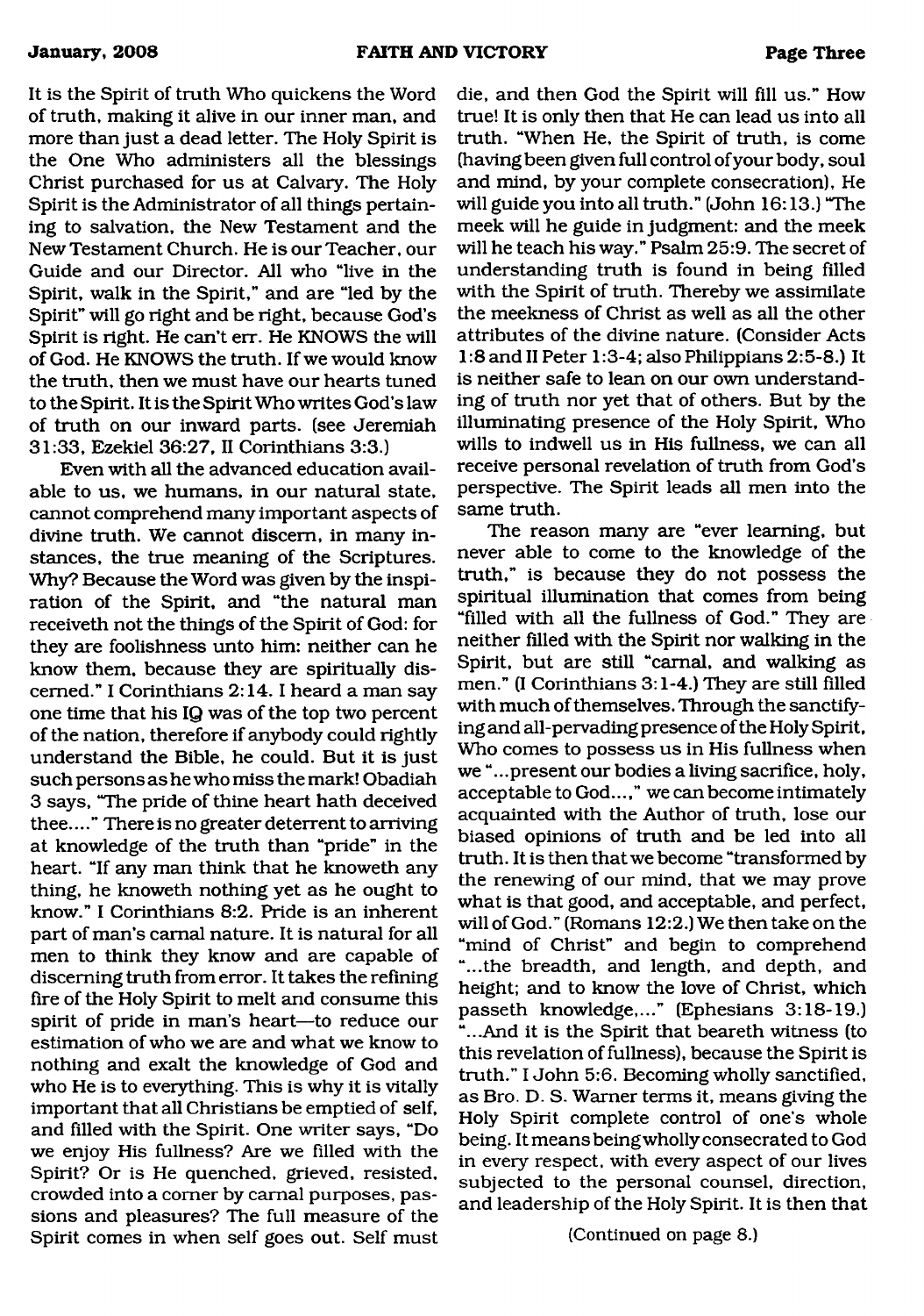It is the Spirit of truth Who quickens the Word of truth, making it alive in our inner man, and more than just a dead letter. The Holy Spirit is the One Who administers all the blessings Christ purchased for us at Calvary. The Holy Spirit is the Administrator of all things pertaining to salvation, the New Testament and the New Testament Church. He is our Teacher, our Guide and our Director. All who "live in the Spirit, walk in the Spirit," and are "led by the Spirit" will go right and be right, because God's Spirit is right. He can't err. He KNOWS the will of God. He KNOWS the truth. If we would know the truth, then we must have our hearts tuned to the Spirit. It is the Spirit Who writes God's law of truth on our inward parts. (see Jeremiah 31:33, Ezekiel 36:27, II Corinthians 3:3.)

Even with all the advanced education available to us, we humans, in our natural state, cannot comprehend many important aspects of divine truth. We cannot discern, in many instances, the true meaning of the Scriptures. Why? Because the Word was given by the inspiration of the Spirit, and "the natural man receiveth not the things of the Spirit of God: for they are foolishness unto him: neither can he know them, because they are spiritually discerned." I Corinthians 2:14. I heard a man say one time that his IQ was of the top two percent of the nation, therefore if anybody could rightly understand the Bible, he could. But it is just such persons as he who miss the mark! Obadiah 3 says, "The pride of thine heart hath deceived thee...." There is no greater deterrent to arriving at knowledge of the truth than "pride" in the heart. "If any man think that he knoweth any thing, he knoweth nothing yet as he ought to know." I Corinthians 8:2. Pride is an inherent part of man's carnal nature. It is natural for all men to think they know and are capable of discerning truth from error. It takes the refining fire of the Holy Spirit to melt and consume this spirit of pride in man's heart—to reduce our estimation of who we are and what we know to nothing and exalt the knowledge of God and who He is to everything. This is why it is vitally important that all Christians be emptied of self, and filled with the Spirit. One writer says, "Do we enjoy His fullness? Are we filled with the Spirit? Or is He quenched, grieved, resisted, crowded into a corner by carnal purposes, passions and pleasures? The full measure of the Spirit comes in when self goes out. Self must die, and then God the Spirit will fill us." How true! It is only then that He can lead us into all truth. "When He, the Spirit of truth, is come (having been given full control of your body, soul and mind, by your complete consecration), He will guide you into all truth." (John 16:13.) "The meek will he guide in judgment: and the meek will he teach his way." Psalm 25:9. The secret of understanding truth is found in being filled with the Spirit of truth. Thereby we assimilate the meekness of Christ as well as all the other attributes of the divine nature. (Consider Acts 1:8 and II Peter 1:3-4; also Philippians 2:5-8.) It is neither safe to lean on our own understanding of truth nor yet that of others. But by the illuminating presence of the Holy Spirit, Who wills to indwell us in His fullness, we can all receive personal revelation of truth from God's perspective. The Spirit leads all men into the same truth.

The reason many are "ever learning, but never able to come to the knowledge of the truth," is because they do not possess the spiritual illumination that comes from being "filled with all the fullness of God." They are neither filled with the Spirit nor walking in the Spirit, but are still "carnal, and walking as men." (I Corinthians 3:1-4.) They are still filled with much of themselves. Through the sanctifying and all-pervading presence of the Holy Spirit, Who comes to possess us in His fullness when we "...present our bodies a living sacrifice, holy, acceptable to God...," we can become intimately acquainted with the Author of truth, lose our biased opinions of truth and be led into all truth. It is then that we become "transformed by the renewing of our mind, that we may prove what is that good, and acceptable, and perfect, will of God." (Romans 12:2.) We then take on the "mind of Christ" and begin to comprehend "...the breadth, and length, and depth, and height; and to know the love of Christ, which passeth knowledge,..." (Ephesians 3:18-19.) "...And it is the Spirit that beareth witness (to this revelation of fullness), because the Spirit is truth." I John 5:6. Becoming wholly sanctified, as Bro. D. S. Warner terms it, means giving the Holy Spirit complete control of one's whole being. It means being wholly consecrated to God in every respect, with every aspect of our lives subjected to the personal counsel, direction, and leadership of the Holy Spirit. It is then that

(Continued on page 8.)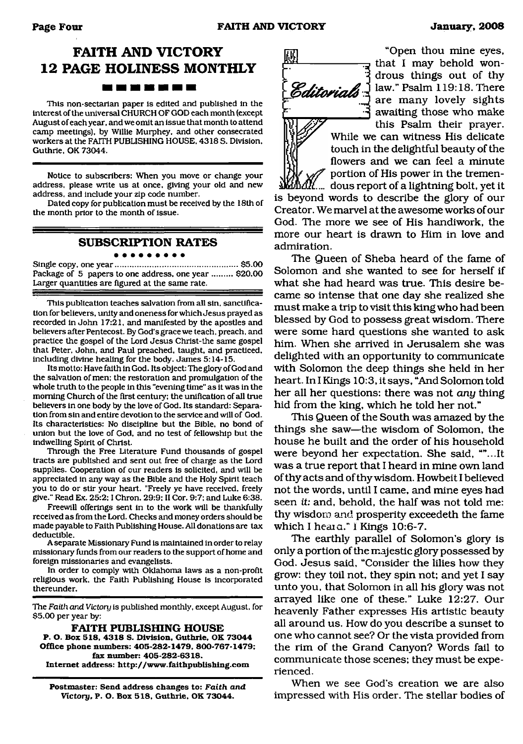# FAITH AND VICTORY 12 PAGE HOLINESS MONTHLY

This non-sectarian paper is edited and published in the interest of the universal CHURCH OF GOD each month (except August of each year, and we omit an issue that month to attend camp meetings), by Willie Murphey, and other consecrated workers at the FAITH PUBLISHING HOUSE, 4318 S. Division, Guthrie, OK 73044.

Notice to subscribers: When you move or change your address, please write us at once, giving your old and new address, and include your zip code number.

Dated copy for publication must be received by the 18th of the month prior to the month of issue.

## SUBSCRIPTION RATES

Single copy, one year ............................................... $5.00
Package of 5 papers to one address, one year ......... $20.00
Larger quantities are figured at the same rate.

This publication teaches salvation from all sin, sanctification for believers, unity and oneness for which Jesus prayed as recorded in John 17:21, and manifested by the apostles and believers after Pentecost. By God's grace we teach, preach, and practice the gospel of the Lord Jesus Christ-the same gospel that Peter, John, and Paul preached, taught, and practiced, including divine healing for the body. James 5:14-15.

Its motto: Have faith in God. Its object: The glory of God and the salvation of men; the restoration and promulgation of the whole truth to the people in this "evening time" as it was in the morning Church of the first century; the unification of all true believers in one body by the love of God. Its standard: Separation from sin and entire devotion to the service and will of God. Its characteristics: No discipline but the Bible, no bond of union but the love of God, and no test of fellowship but the indwelling Spirit of Christ.

Through the Free Literature Fund thousands of gospel tracts are published and sent out free of charge as the Lord supplies. Cooperation of our readers is solicited, and will be appreciated in any way as the Bible and the Holy Spirit teach you to do or stir your heart. "Freely ye have received, freely give." Read Ex. 25:2; I Chron. 29:9; II Cor. 9:7; and Luke 6:38.

Freewill offerings sent in to the work will be thankfully received as from the Lord. Checks and money orders should be made payable to Faith Publishing House. All donations are tax deductible.

A separate Missionary Fund is maintained in order to relay missionary funds from our readers to the support of home and foreign missionaries and evangelists.

In order to comply with Oklahoma laws as a non-profit religious work, the Faith Publishing House is incorporated thereunder.

The *Faith and Victory* is published monthly, except August, for $5.00 per year by:

**FAITH PUBLISHING HOUSE**
**P. O. Box 518, 4318 S. Division, Guthrie, OK 73044**
**Office phone numbers: 405-282-1479, 800-767-1479; fax number: 405-282-6318.**
**Internet address: http://www.faithpublishing.com**

**Postmaster: Send address changes to: *Faith and Victory*, P. O. Box 518, Guthrie, OK 73044.**

## Editorials

"Open thou mine eyes, that I may behold wondrous things out of thy law." Psalm 119:18. There are many lovely sights awaiting those who make this Psalm their prayer. While we can witness His delicate touch in the delightful beauty of the flowers and we can feel a minute portion of His power in the tremendous report of a lightning bolt, yet it is beyond words to describe the glory of our Creator. We marvel at the awesome works of our God. The more we see of His handiwork, the more our heart is drawn to Him in love and admiration.

The Queen of Sheba heard of the fame of Solomon and she wanted to see for herself if what she had heard was true. This desire became so intense that one day she realized she must make a trip to visit this king who had been blessed by God to possess great wisdom. There were some hard questions she wanted to ask him. When she arrived in Jerusalem she was delighted with an opportunity to communicate with Solomon the deep things she held in her heart. In I Kings 10:3, it says, "And Solomon told her all her questions: there was not *any* thing hid from the king, which he told her not."

This Queen of the South was amazed by the things she saw—the wisdom of Solomon, the house he built and the order of his household were beyond her expectation. She said, ""...It was a true report that I heard in mine own land of thy acts and of thy wisdom. Howbeit I believed not the words, until I came, and mine eyes had seen *it:* and, behold, the half was not told me: thy wisdom and prosperity exceedeth the fame which I heard." I Kings 10:6-7.

The earthly parallel of Solomon's glory is only a portion of the majestic glory possessed by God. Jesus said, "Consider the lilies how they grow: they toil not, they spin not; and yet I say unto you, that Solomon in all his glory was not arrayed like one of these." Luke 12:27. Our heavenly Father expresses His artistic beauty all around us. How do you describe a sunset to one who cannot see? Or the vista provided from the rim of the Grand Canyon? Words fail to communicate those scenes; they must be experienced.

When we see God's creation we are also impressed with His order. The stellar bodies of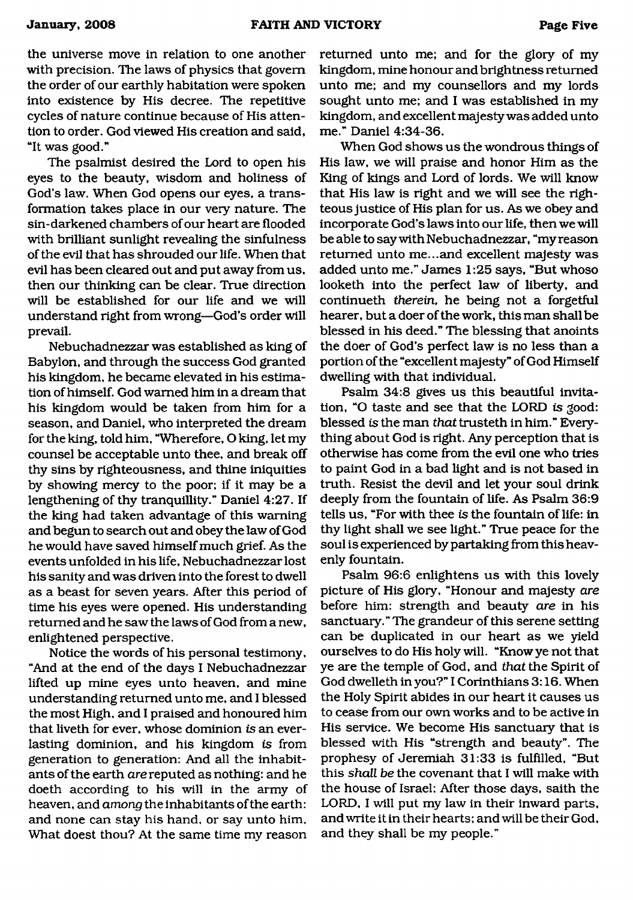the universe move in relation to one another with precision. The laws of physics that govern the order of our earthly habitation were spoken into existence by His decree. The repetitive cycles of nature continue because of His attention to order. God viewed His creation and said, "It was good."

The psalmist desired the Lord to open his eyes to the beauty, wisdom and holiness of God's law. When God opens our eyes, a transformation takes place in our very nature. The sin-darkened chambers of our heart are flooded with brilliant sunlight revealing the sinfulness of the evil that has shrouded our life. When that evil has been cleared out and put away from us, then our thinking can be clear. True direction will be established for our life and we will understand right from wrong—God's order will prevail.

Nebuchadnezzar was established as king of Babylon, and through the success God granted his kingdom, he became elevated in his estimation of himself. God warned him in a dream that his kingdom would be taken from him for a season, and Daniel, who interpreted the dream for the king, told him, "Wherefore, O king, let my counsel be acceptable unto thee, and break off thy sins by righteousness, and thine iniquities by showing mercy to the poor; if it may be a lengthening of thy tranquillity." Daniel 4:27. If the king had taken advantage of this warning and begun to search out and obey the law of God he would have saved himself much grief. As the events unfolded in his life, Nebuchadnezzar lost his sanity and was driven into the forest to dwell as a beast for seven years. After this period of time his eyes were opened. His understanding returned and he saw the laws of God from a new, enlightened perspective.

Notice the words of his personal testimony, "And at the end of the days I Nebuchadnezzar lifted up mine eyes unto heaven, and mine understanding returned unto me, and I blessed the most High, and I praised and honoured him that liveth for ever, whose dominion *is* an everlasting dominion, and his kingdom *is* from generation to generation: And all the inhabitants of the earth *are* reputed as nothing: and he doeth according to his will in the army of heaven, and *among* the inhabitants of the earth: and none can stay his hand, or say unto him, What doest thou? At the same time my reason returned unto me; and for the glory of my kingdom, mine honour and brightness returned unto me; and my counsellors and my lords sought unto me; and I was established in my kingdom, and excellent majesty was added unto me." Daniel 4:34-36.

When God shows us the wondrous things of His law, we will praise and honor Him as the King of kings and Lord of lords. We will know that His law is right and we will see the righteous justice of His plan for us. As we obey and incorporate God's laws into our life, then we will be able to say with Nebuchadnezzar, "my reason returned unto me...and excellent majesty was added unto me." James 1:25 says, "But whoso looketh into the perfect law of liberty, and continueth *therein*, he being not a forgetful hearer, but a doer of the work, this man shall be blessed in his deed." The blessing that anoints the doer of God's perfect law is no less than a portion of the "excellent majesty" of God Himself dwelling with that individual.

Psalm 34:8 gives us this beautiful invitation, "O taste and see that the LORD *is* good: blessed *is* the man *that* trusteth in him." Everything about God is right. Any perception that is otherwise has come from the evil one who tries to paint God in a bad light and is not based in truth. Resist the devil and let your soul drink deeply from the fountain of life. As Psalm 36:9 tells us, "For with thee *is* the fountain of life: in thy light shall we see light." True peace for the soul is experienced by partaking from this heavenly fountain.

Psalm 96:6 enlightens us with this lovely picture of His glory, "Honour and majesty *are* before him: strength and beauty *are* in his sanctuary." The grandeur of this serene setting can be duplicated in our heart as we yield ourselves to do His holy will. "Know ye not that ye are the temple of God, and *that* the Spirit of God dwelleth in you?" I Corinthians 3:16. When the Holy Spirit abides in our heart it causes us to cease from our own works and to be active in His service. We become His sanctuary that is blessed with His "strength and beauty". The prophesy of Jeremiah 31:33 is fulfilled, "But this *shall be* the covenant that I will make with the house of Israel; After those days, saith the LORD, I will put my law in their inward parts, and write it in their hearts; and will be their God, and they shall be my people."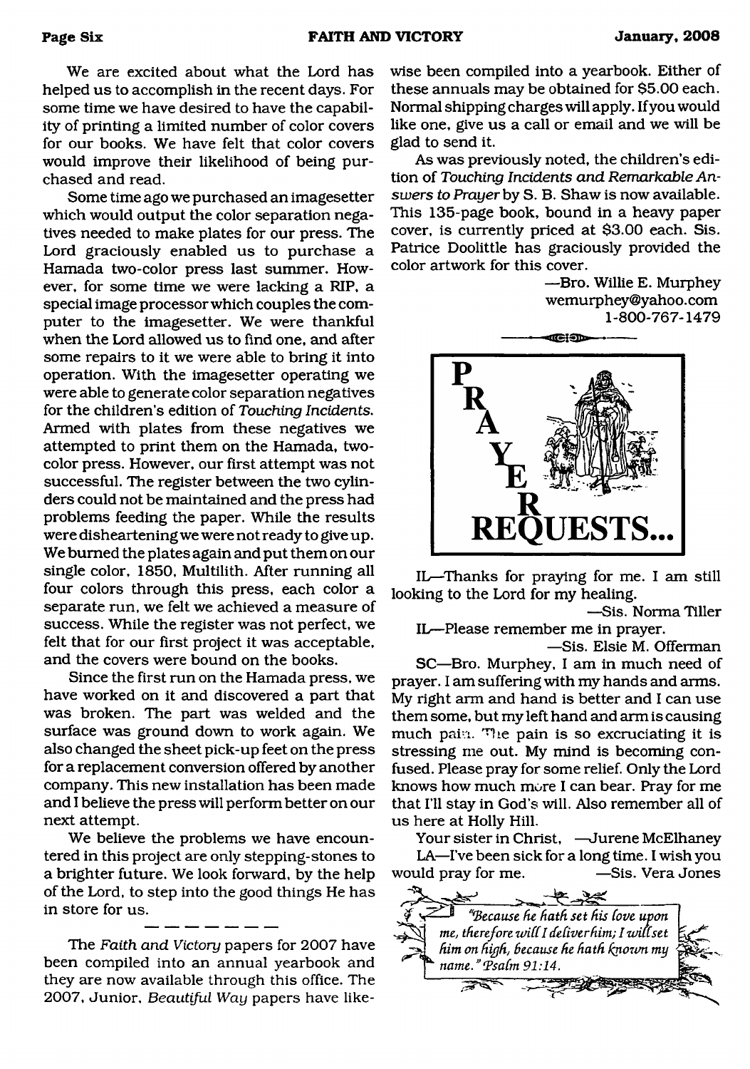We are excited about what the Lord has helped us to accomplish in the recent days. For some time we have desired to have the capability of printing a limited number of color covers for our books. We have felt that color covers would improve their likelihood of being purchased and read.

Some time ago we purchased an imagesetter which would output the color separation negatives needed to make plates for our press. The Lord graciously enabled us to purchase a Hamada two-color press last summer. However, for some time we were lacking a RIP, a special image processor which couples the computer to the imagesetter. We were thankful when the Lord allowed us to find one, and after some repairs to it we were able to bring it into operation. With the imagesetter operating we were able to generate color separation negatives for the children's edition of *Touching Incidents*. Armed with plates from these negatives we attempted to print them on the Hamada, two-color press. However, our first attempt was not successful. The register between the two cylinders could not be maintained and the press had problems feeding the paper. While the results were disheartening we were not ready to give up. We burned the plates again and put them on our single color, 1850, Multilith. After running all four colors through this press, each color a separate run, we felt we achieved a measure of success. While the register was not perfect, we felt that for our first project it was acceptable, and the covers were bound on the books.

Since the first run on the Hamada press, we have worked on it and discovered a part that was broken. The part was welded and the surface was ground down to work again. We also changed the sheet pick-up feet on the press for a replacement conversion offered by another company. This new installation has been made and I believe the press will perform better on our next attempt.

We believe the problems we have encountered in this project are only stepping-stones to a brighter future. We look forward, by the help of the Lord, to step into the good things He has in store for us.

---

The *Faith and Victory* papers for 2007 have been compiled into an annual yearbook and they are now available through this office. The 2007, Junior, *Beautiful Way* papers have likewise been compiled into a yearbook. Either of these annuals may be obtained for $5.00 each. Normal shipping charges will apply. If you would like one, give us a call or email and we will be glad to send it.

As was previously noted, the children's edition of *Touching Incidents and Remarkable Answers to Prayer* by S. B. Shaw is now available. This 135-page book, bound in a heavy paper cover, is currently priced at $3.00 each. Sis. Patrice Doolittle has graciously provided the color artwork for this cover.

—Bro. Willie E. Murphey
wemurphey@yahoo.com
1-800-767-1479

# PRAYER REQUESTS...

IL—Thanks for praying for me. I am still looking to the Lord for my healing.

—Sis. Norma Tiller

IL—Please remember me in prayer.

—Sis. Elsie M. Offerman

SC—Bro. Murphey, I am in much need of prayer. I am suffering with my hands and arms. My right arm and hand is better and I can use them some, but my left hand and arm is causing much pain. The pain is so excruciating it is stressing me out. My mind is becoming confused. Please pray for some relief. Only the Lord knows how much more I can bear. Pray for me that I'll stay in God's will. Also remember all of us here at Holly Hill.

Your sister in Christ, —Jurene McElhaney

LA—I've been sick for a long time. I wish you would pray for me. —Sis. Vera Jones

*"Because he hath set his love upon me, therefore will I deliver him; I will set him on high, because he hath known my name." Psalm 91:14.*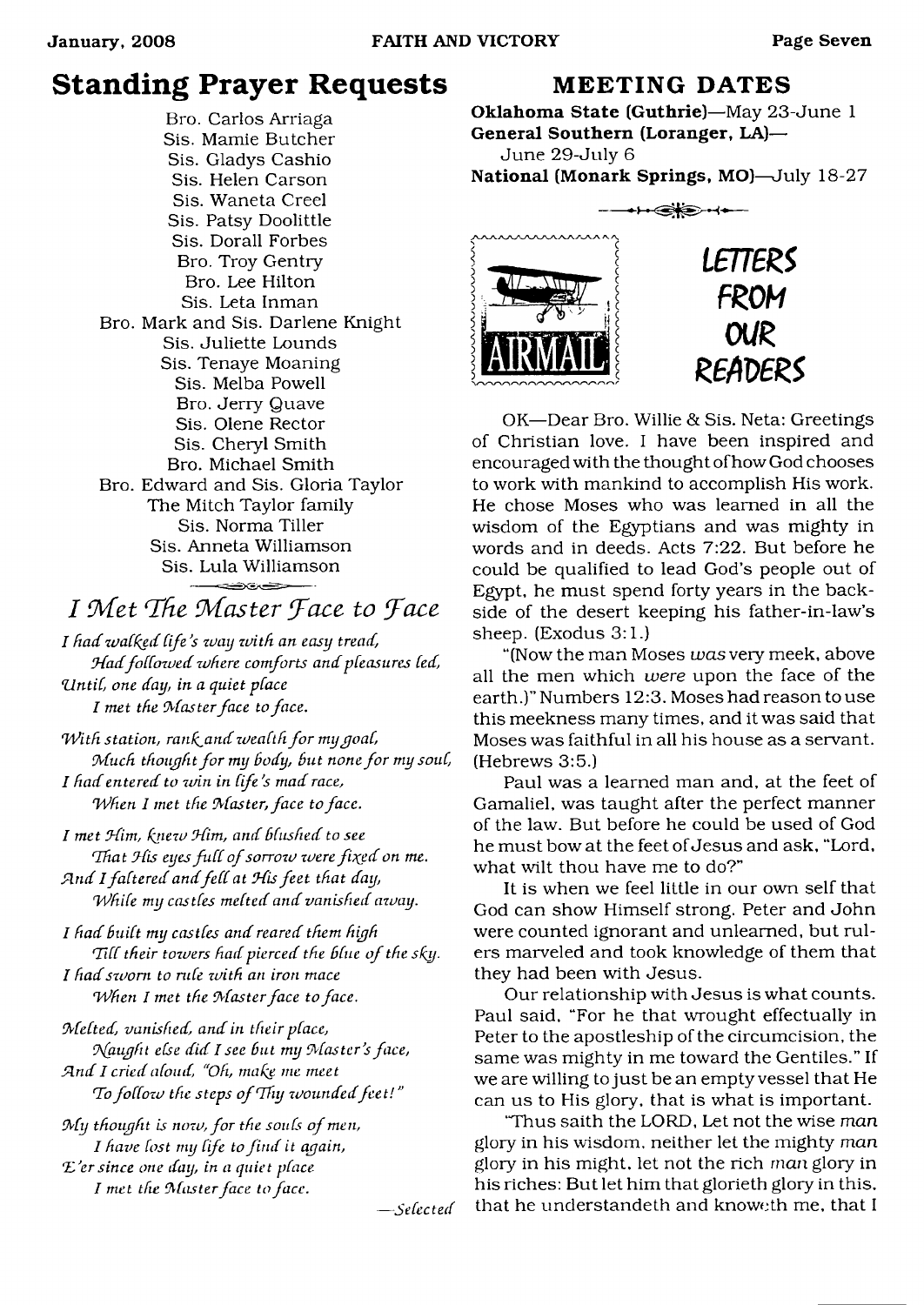## Standing Prayer Requests

Bro. Carlos Arriaga
Sis. Mamie Butcher
Sis. Gladys Cashio
Sis. Helen Carson
Sis. Waneta Creel
Sis. Patsy Doolittle
Sis. Dorall Forbes
Bro. Troy Gentry
Bro. Lee Hilton
Sis. Leta Inman
Bro. Mark and Sis. Darlene Knight
Sis. Juliette Lounds
Sis. Tenaye Moaning
Sis. Melba Powell
Bro. Jerry Quave
Sis. Olene Rector
Sis. Cheryl Smith
Bro. Michael Smith
Bro. Edward and Sis. Gloria Taylor
The Mitch Taylor family
Sis. Norma Tiller
Sis. Anneta Williamson
Sis. Lula Williamson

## *I Met The Master Face to Face*

*I had walked life's way with an easy tread,*
*Had followed where comforts and pleasures led,*
*Until, one day, in a quiet place*
*I met the Master face to face.*

*With station, rank and wealth for my goal,*
*Much thought for my body, but none for my soul,*
*I had entered to win in life's mad race,*
*When I met the Master, face to face.*

*I met Him, knew Him, and blushed to see*
*That His eyes full of sorrow were fixed on me.*
*And I faltered and fell at His feet that day,*
*While my castles melted and vanished away.*

*I had built my castles and reared them high*
*Till their towers had pierced the blue of the sky.*
*I had sworn to rule with an iron mace*
*When I met the Master face to face.*

*Melted, vanished, and in their place,*
*Naught else did I see but my Master's face,*
*And I cried aloud, "Oh, make me meet*
*To follow the steps of Thy wounded feet!"*

*My thought is now, for the souls of men,*
*I have lost my life to find it again,*
*E'er since one day, in a quiet place*
*I met the Master face to face.*

—*Selected*

## MEETING DATES

**Oklahoma State (Guthrie)**—May 23-June 1
**General Southern (Loranger, LA)**—June 29-July 6
**National (Monark Springs, MO)**—July 18-27

## LETTERS FROM OUR READERS

OK—Dear Bro. Willie & Sis. Neta: Greetings of Christian love. I have been inspired and encouraged with the thought of how God chooses to work with mankind to accomplish His work. He chose Moses who was learned in all the wisdom of the Egyptians and was mighty in words and in deeds. Acts 7:22. But before he could be qualified to lead God's people out of Egypt, he must spend forty years in the backside of the desert keeping his father-in-law's sheep. (Exodus 3:1.)

"(Now the man Moses *was* very meek, above all the men which *were* upon the face of the earth.)" Numbers 12:3. Moses had reason to use this meekness many times, and it was said that Moses was faithful in all his house as a servant. (Hebrews 3:5.)

Paul was a learned man and, at the feet of Gamaliel, was taught after the perfect manner of the law. But before he could be used of God he must bow at the feet of Jesus and ask, "Lord, what wilt thou have me to do?"

It is when we feel little in our own self that God can show Himself strong. Peter and John were counted ignorant and unlearned, but rulers marveled and took knowledge of them that they had been with Jesus.

Our relationship with Jesus is what counts. Paul said, "For he that wrought effectually in Peter to the apostleship of the circumcision, the same was mighty in me toward the Gentiles." If we are willing to just be an empty vessel that He can us to His glory, that is what is important.

"Thus saith the LORD, Let not the wise *man* glory in his wisdom, neither let the mighty *man* glory in his might, let not the rich *man* glory in his riches: But let him that glorieth glory in this, that he understandeth and knoweth me, that I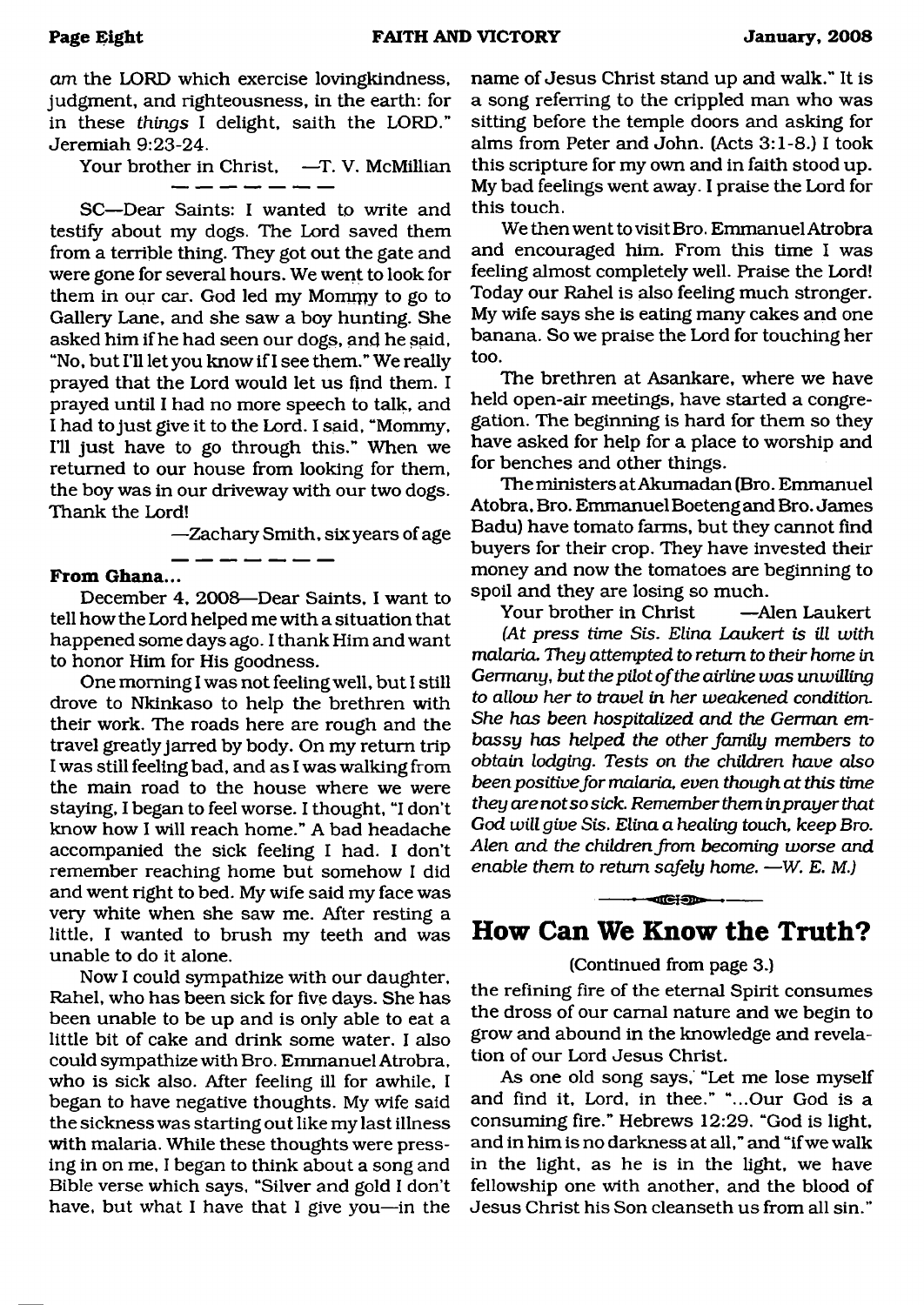*am* the LORD which exercise lovingkindness, judgment, and righteousness, in the earth: for in these *things* I delight, saith the LORD." Jeremiah 9:23-24.

Your brother in Christ, —T. V. McMillian

---

SC—Dear Saints: I wanted to write and testify about my dogs. The Lord saved them from a terrible thing. They got out the gate and were gone for several hours. We went to look for them in our car. God led my Mommy to go to Gallery Lane, and she saw a boy hunting. She asked him if he had seen our dogs, and he said, "No, but I'll let you know if I see them." We really prayed that the Lord would let us find them. I prayed until I had no more speech to talk, and I had to just give it to the Lord. I said, "Mommy, I'll just have to go through this." When we returned to our house from looking for them, the boy was in our driveway with our two dogs. Thank the Lord!

—Zachary Smith, six years of age

---

**From Ghana...**

December 4, 2008—Dear Saints, I want to tell how the Lord helped me with a situation that happened some days ago. I thank Him and want to honor Him for His goodness.

One morning I was not feeling well, but I still drove to Nkinkaso to help the brethren with their work. The roads here are rough and the travel greatly jarred by body. On my return trip I was still feeling bad, and as I was walking from the main road to the house where we were staying, I began to feel worse. I thought, "I don't know how I will reach home." A bad headache accompanied the sick feeling I had. I don't remember reaching home but somehow I did and went right to bed. My wife said my face was very white when she saw me. After resting a little, I wanted to brush my teeth and was unable to do it alone.

Now I could sympathize with our daughter, Rahel, who has been sick for five days. She has been unable to be up and is only able to eat a little bit of cake and drink some water. I also could sympathize with Bro. Emmanuel Atrobra, who is sick also. After feeling ill for awhile, I began to have negative thoughts. My wife said the sickness was starting out like my last illness with malaria. While these thoughts were pressing in on me, I began to think about a song and Bible verse which says, "Silver and gold I don't have, but what I have that I give you—in the name of Jesus Christ stand up and walk." It is a song referring to the crippled man who was sitting before the temple doors and asking for alms from Peter and John. (Acts 3:1-8.) I took this scripture for my own and in faith stood up. My bad feelings went away. I praise the Lord for this touch.

We then went to visit Bro. Emmanuel Atrobra and encouraged him. From this time I was feeling almost completely well. Praise the Lord! Today our Rahel is also feeling much stronger. My wife says she is eating many cakes and one banana. So we praise the Lord for touching her too.

The brethren at Asankare, where we have held open-air meetings, have started a congregation. The beginning is hard for them so they have asked for help for a place to worship and for benches and other things.

The ministers at Akumadan (Bro. Emmanuel Atobra, Bro. Emmanuel Boeteng and Bro. James Badu) have tomato farms, but they cannot find buyers for their crop. They have invested their money and now the tomatoes are beginning to spoil and they are losing so much.

Your brother in Christ —Alen Laukert

*(At press time Sis. Elina Laukert is ill with malaria. They attempted to return to their home in Germany, but the pilot of the airline was unwilling to allow her to travel in her weakened condition. She has been hospitalized and the German embassy has helped the other family members to obtain lodging. Tests on the children have also been positive for malaria, even though at this time they are not so sick. Remember them in prayer that God will give Sis. Elina a healing touch, keep Bro. Alen and the children from becoming worse and enable them to return safely home. —W. E. M.)*

## How Can We Know the Truth?

(Continued from page 3.)

the refining fire of the eternal Spirit consumes the dross of our carnal nature and we begin to grow and abound in the knowledge and revelation of our Lord Jesus Christ.

As one old song says, "Let me lose myself and find it, Lord, in thee." "...Our God is a consuming fire." Hebrews 12:29. "God is light, and in him is no darkness at all," and "if we walk in the light, as he is in the light, we have fellowship one with another, and the blood of Jesus Christ his Son cleanseth us from all sin."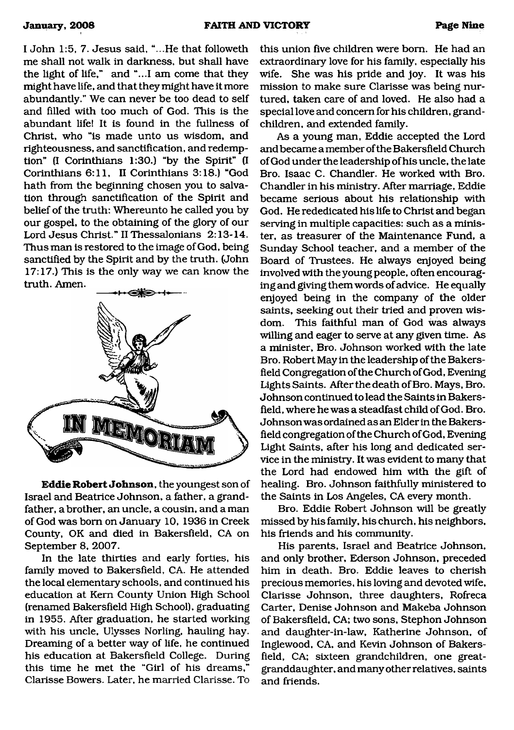I John 1:5, 7. Jesus said, "...He that followeth me shall not walk in darkness, but shall have the light of life," and "...I am come that they might have life, and that they might have it more abundantly." We can never be too dead to self and filled with too much of God. This is the abundant life! It is found in the fullness of Christ, who "is made unto us wisdom, and righteousness, and sanctification, and redemption" (I Corinthians 1:30.) "by the Spirit" (I Corinthians 6:11, II Corinthians 3:18.) "God hath from the beginning chosen you to salvation through sanctification of the Spirit and belief of the truth: Whereunto he called you by our gospel, to the obtaining of the glory of our Lord Jesus Christ." II Thessalonians 2:13-14. Thus man is restored to the image of God, being sanctified by the Spirit and by the truth. (John 17:17.) This is the only way we can know the truth. Amen.

# IN MEMORIAM

**Eddie Robert Johnson**, the youngest son of Israel and Beatrice Johnson, a father, a grandfather, a brother, an uncle, a cousin, and a man of God was born on January 10, 1936 in Creek County, OK and died in Bakersfield, CA on September 8, 2007.

In the late thirties and early forties, his family moved to Bakersfield, CA. He attended the local elementary schools, and continued his education at Kern County Union High School (renamed Bakersfield High School), graduating in 1955. After graduation, he started working with his uncle, Ulysses Norling, hauling hay. Dreaming of a better way of life, he continued his education at Bakersfield College. During this time he met the "Girl of his dreams," Clarisse Bowers. Later, he married Clarisse. To this union five children were born. He had an extraordinary love for his family, especially his wife. She was his pride and joy. It was his mission to make sure Clarisse was being nurtured, taken care of and loved. He also had a special love and concern for his children, grandchildren, and extended family.

As a young man, Eddie accepted the Lord and became a member of the Bakersfield Church of God under the leadership of his uncle, the late Bro. Isaac C. Chandler. He worked with Bro. Chandler in his ministry. After marriage, Eddie became serious about his relationship with God. He rededicated his life to Christ and began serving in multiple capacities: such as a minister, as treasurer of the Maintenance Fund, a Sunday School teacher, and a member of the Board of Trustees. He always enjoyed being involved with the young people, often encouraging and giving them words of advice. He equally enjoyed being in the company of the older saints, seeking out their tried and proven wisdom. This faithful man of God was always willing and eager to serve at any given time. As a minister, Bro. Johnson worked with the late Bro. Robert May in the leadership of the Bakersfield Congregation of the Church of God, Evening Lights Saints. After the death of Bro. Mays, Bro. Johnson continued to lead the Saints in Bakersfield, where he was a steadfast child of God. Bro. Johnson was ordained as an Elder in the Bakersfield congregation of the Church of God, Evening Light Saints, after his long and dedicated service in the ministry. It was evident to many that the Lord had endowed him with the gift of healing. Bro. Johnson faithfully ministered to the Saints in Los Angeles, CA every month.

Bro. Eddie Robert Johnson will be greatly missed by his family, his church, his neighbors, his friends and his community.

His parents, Israel and Beatrice Johnson, and only brother, Ederson Johnson, preceded him in death. Bro. Eddie leaves to cherish precious memories, his loving and devoted wife, Clarisse Johnson, three daughters, Rofreca Carter, Denise Johnson and Makeba Johnson of Bakersfield, CA; two sons, Stephon Johnson and daughter-in-law, Katherine Johnson, of Inglewood, CA, and Kevin Johnson of Bakersfield, CA; sixteen grandchildren, one great-granddaughter, and many other relatives, saints and friends.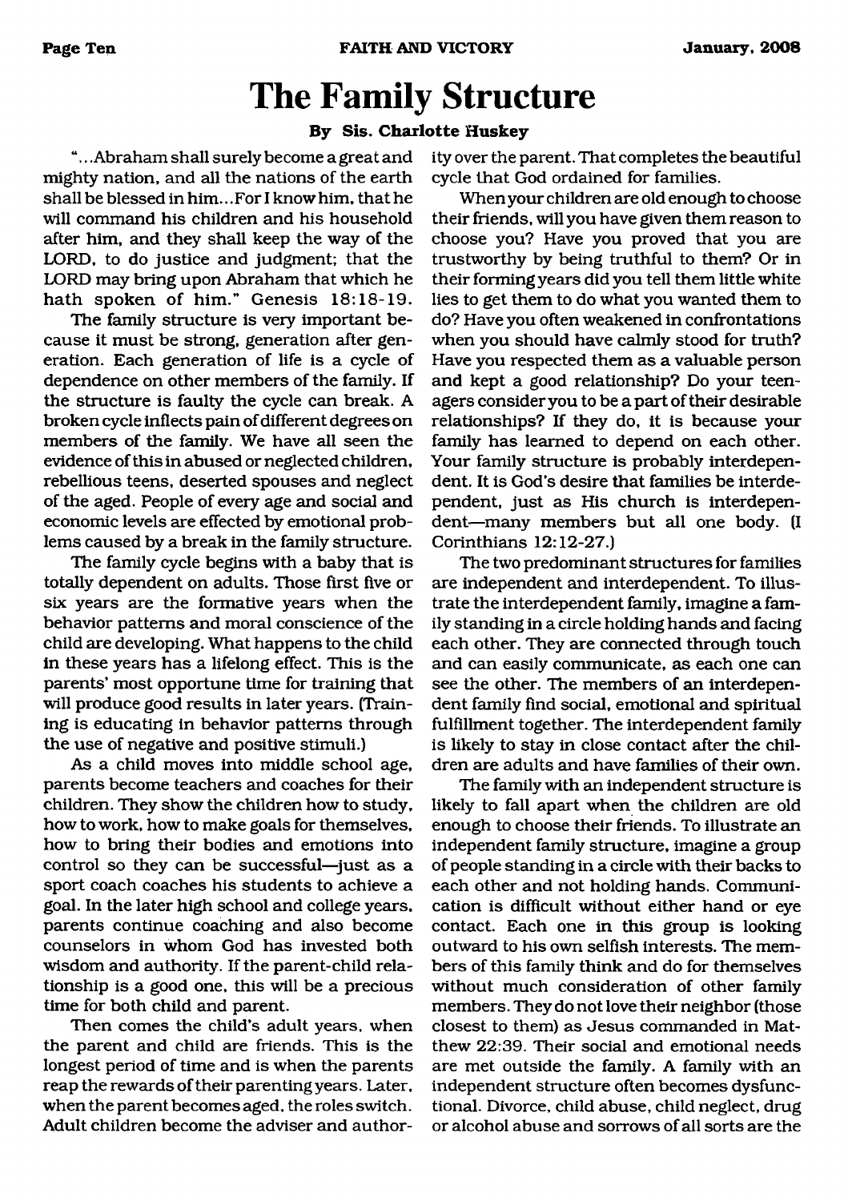# The Family Structure

**By Sis. Charlotte Huskey**

"...Abraham shall surely become a great and mighty nation, and all the nations of the earth shall be blessed in him...For I know him, that he will command his children and his household after him, and they shall keep the way of the LORD, to do justice and judgment; that the LORD may bring upon Abraham that which he hath spoken of him." Genesis 18:18-19.

The family structure is very important because it must be strong, generation after generation. Each generation of life is a cycle of dependence on other members of the family. If the structure is faulty the cycle can break. A broken cycle inflects pain of different degrees on members of the family. We have all seen the evidence of this in abused or neglected children, rebellious teens, deserted spouses and neglect of the aged. People of every age and social and economic levels are effected by emotional problems caused by a break in the family structure.

The family cycle begins with a baby that is totally dependent on adults. Those first five or six years are the formative years when the behavior patterns and moral conscience of the child are developing. What happens to the child in these years has a lifelong effect. This is the parents' most opportune time for training that will produce good results in later years. (Training is educating in behavior patterns through the use of negative and positive stimuli.)

As a child moves into middle school age, parents become teachers and coaches for their children. They show the children how to study, how to work, how to make goals for themselves, how to bring their bodies and emotions into control so they can be successful—just as a sport coach coaches his students to achieve a goal. In the later high school and college years, parents continue coaching and also become counselors in whom God has invested both wisdom and authority. If the parent-child relationship is a good one, this will be a precious time for both child and parent.

Then comes the child's adult years, when the parent and child are friends. This is the longest period of time and is when the parents reap the rewards of their parenting years. Later, when the parent becomes aged, the roles switch. Adult children become the adviser and authority over the parent. That completes the beautiful cycle that God ordained for families.

When your children are old enough to choose their friends, will you have given them reason to choose you? Have you proved that you are trustworthy by being truthful to them? Or in their forming years did you tell them little white lies to get them to do what you wanted them to do? Have you often weakened in confrontations when you should have calmly stood for truth? Have you respected them as a valuable person and kept a good relationship? Do your teenagers consider you to be a part of their desirable relationships? If they do, it is because your family has learned to depend on each other. Your family structure is probably interdependent. It is God's desire that families be interdependent, just as His church is interdependent—many members but all one body. (I Corinthians 12:12-27.)

The two predominant structures for families are independent and interdependent. To illustrate the interdependent family, imagine a family standing in a circle holding hands and facing each other. They are connected through touch and can easily communicate, as each one can see the other. The members of an interdependent family find social, emotional and spiritual fulfillment together. The interdependent family is likely to stay in close contact after the children are adults and have families of their own.

The family with an independent structure is likely to fall apart when the children are old enough to choose their friends. To illustrate an independent family structure, imagine a group of people standing in a circle with their backs to each other and not holding hands. Communication is difficult without either hand or eye contact. Each one in this group is looking outward to his own selfish interests. The members of this family think and do for themselves without much consideration of other family members. They do not love their neighbor (those closest to them) as Jesus commanded in Matthew 22:39. Their social and emotional needs are met outside the family. A family with an independent structure often becomes dysfunctional. Divorce, child abuse, child neglect, drug or alcohol abuse and sorrows of all sorts are the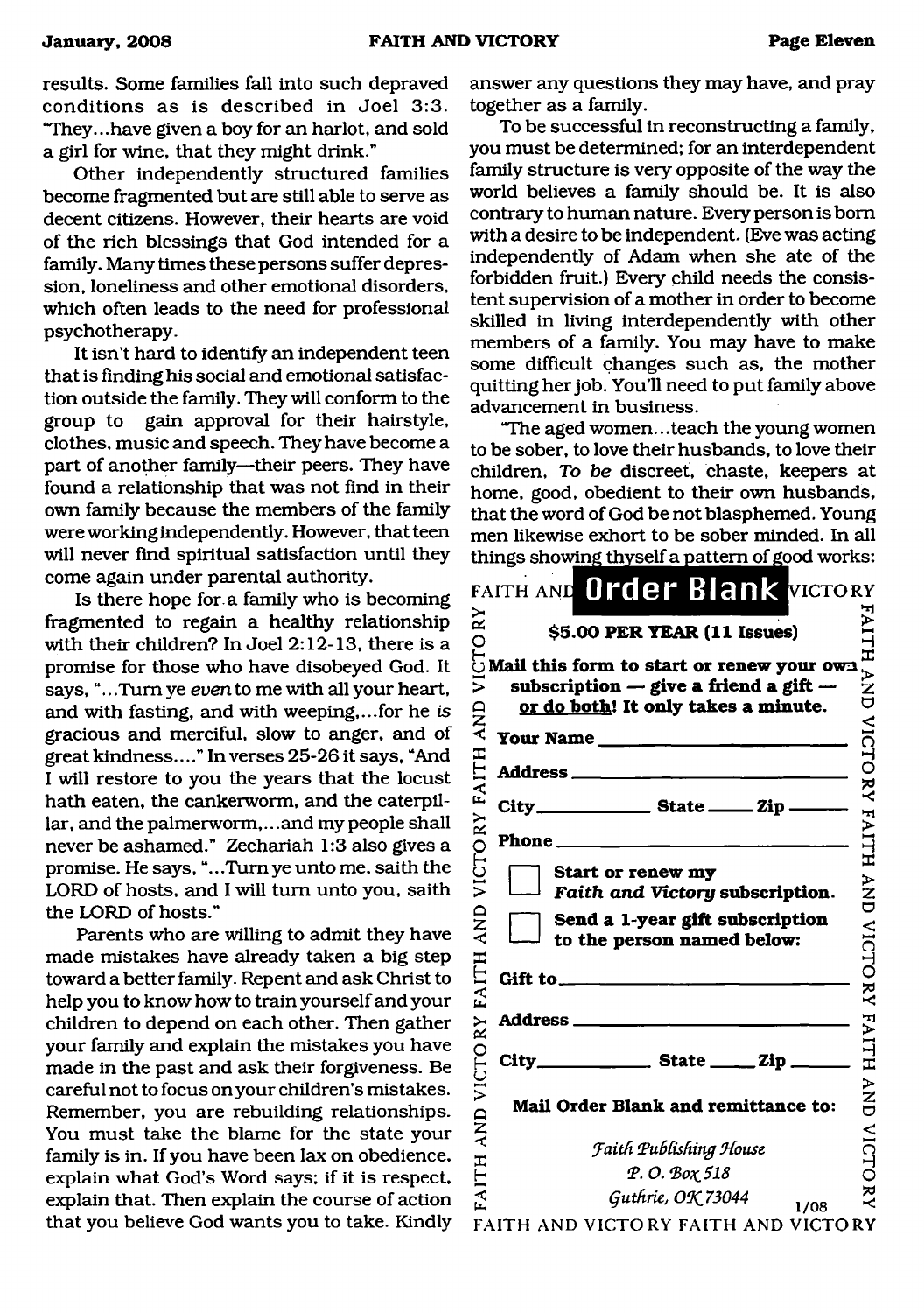results. Some families fall into such depraved conditions as is described in Joel 3:3. "They...have given a boy for an harlot, and sold a girl for wine, that they might drink."

Other independently structured families become fragmented but are still able to serve as decent citizens. However, their hearts are void of the rich blessings that God intended for a family. Many times these persons suffer depression, loneliness and other emotional disorders, which often leads to the need for professional psychotherapy.

It isn't hard to identify an independent teen that is finding his social and emotional satisfaction outside the family. They will conform to the group to gain approval for their hairstyle, clothes, music and speech. They have become a part of another family—their peers. They have found a relationship that was not find in their own family because the members of the family were working independently. However, that teen will never find spiritual satisfaction until they come again under parental authority.

Is there hope for a family who is becoming fragmented to regain a healthy relationship with their children? In Joel 2:12-13, there is a promise for those who have disobeyed God. It says, "...Turn ye *even* to me with all your heart, and with fasting, and with weeping,...for he *is* gracious and merciful, slow to anger, and of great kindness...." In verses 25-26 it says, "And I will restore to you the years that the locust hath eaten, the cankerworm, and the caterpillar, and the palmerworm,...and my people shall never be ashamed." Zechariah 1:3 also gives a promise. He says, "...Turn ye unto me, saith the LORD of hosts, and I will turn unto you, saith the LORD of hosts."

Parents who are willing to admit they have made mistakes have already taken a big step toward a better family. Repent and ask Christ to help you to know how to train yourself and your children to depend on each other. Then gather your family and explain the mistakes you have made in the past and ask their forgiveness. Be careful not to focus on your children's mistakes. Remember, you are rebuilding relationships. You must take the blame for the state your family is in. If you have been lax on obedience, explain what God's Word says; if it is respect, explain that. Then explain the course of action that you believe God wants you to take. Kindly answer any questions they may have, and pray together as a family.

To be successful in reconstructing a family, you must be determined; for an interdependent family structure is very opposite of the way the world believes a family should be. It is also contrary to human nature. Every person is born with a desire to be independent. (Eve was acting independently of Adam when she ate of the forbidden fruit.) Every child needs the consistent supervision of a mother in order to become skilled in living interdependently with other members of a family. You may have to make some difficult changes such as, the mother quitting her job. You'll need to put family above advancement in business.

"The aged women...teach the young women to be sober, to love their husbands, to love their children, *To be* discreet, chaste, keepers at home, good, obedient to their own husbands, that the word of God be not blasphemed. Young men likewise exhort to be sober minded. In all things showing thyself a pattern of good works:

## FAITH AND VICTORY Order Blank

**$5.00 PER YEAR (11 Issues)**

**Mail this form to start or renew your own subscription — give a friend a gift — or do both! It only takes a minute.**

**Your Name** ____________________

**Address** ____________________

**City** __________ **State** _____ **Zip** _____

**Phone** ____________________

☐ **Start or renew my *Faith and Victory* subscription.**

☐ **Send a 1-year gift subscription to the person named below:**

**Gift to** ____________________

**Address** ____________________

**City** __________ **State** _____ **Zip** _____

**Mail Order Blank and remittance to:**

*Faith Publishing House*
*P. O. Box 518*
*Guthrie, OK 73044*

1/08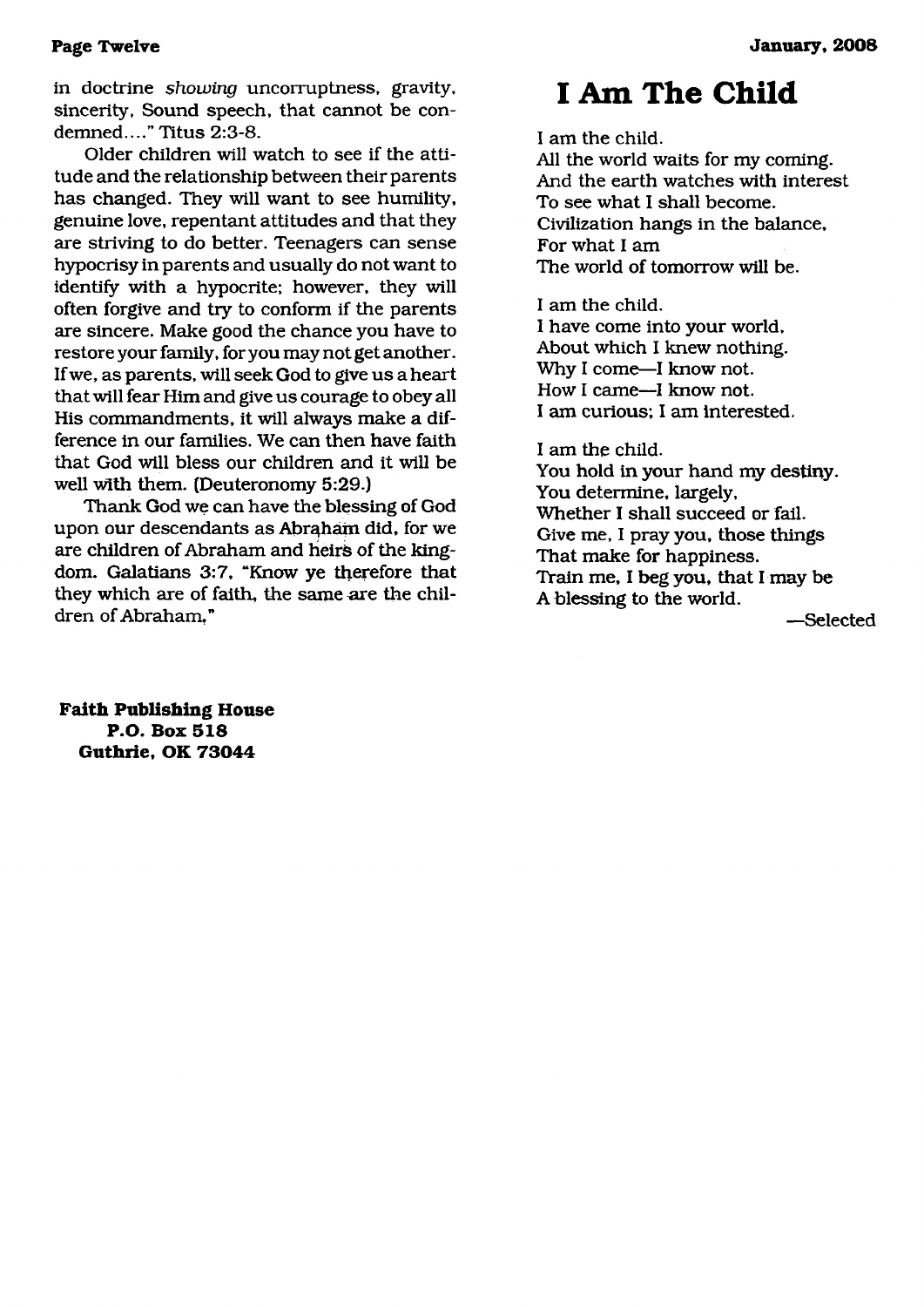in doctrine *showing* uncorruptness, gravity, sincerity, Sound speech, that cannot be condemned...." Titus 2:3-8.

Older children will watch to see if the attitude and the relationship between their parents has changed. They will want to see humility, genuine love, repentant attitudes and that they are striving to do better. Teenagers can sense hypocrisy in parents and usually do not want to identify with a hypocrite; however, they will often forgive and try to conform if the parents are sincere. Make good the chance you have to restore your family, for you may not get another. If we, as parents, will seek God to give us a heart that will fear Him and give us courage to obey all His commandments, it will always make a difference in our families. We can then have faith that God will bless our children and it will be well with them. (Deuteronomy 5:29.)

Thank God we can have the blessing of God upon our descendants as Abraham did, for we are children of Abraham and heirs of the kingdom. Galatians 3:7, "Know ye therefore that they which are of faith, the same are the children of Abraham,"

**Faith Publishing House**
**P.O. Box 518**
**Guthrie, OK 73044**

# I Am The Child

I am the child.
All the world waits for my coming.
And the earth watches with interest
To see what I shall become.
Civilization hangs in the balance,
For what I am
The world of tomorrow will be.

I am the child.
I have come into your world,
About which I knew nothing.
Why I come—I know not.
How I came—I know not.
I am curious; I am interested.

I am the child.
You hold in your hand my destiny.
You determine, largely,
Whether I shall succeed or fail.
Give me, I pray you, those things
That make for happiness.
Train me, I beg you, that I may be
A blessing to the world.

—Selected